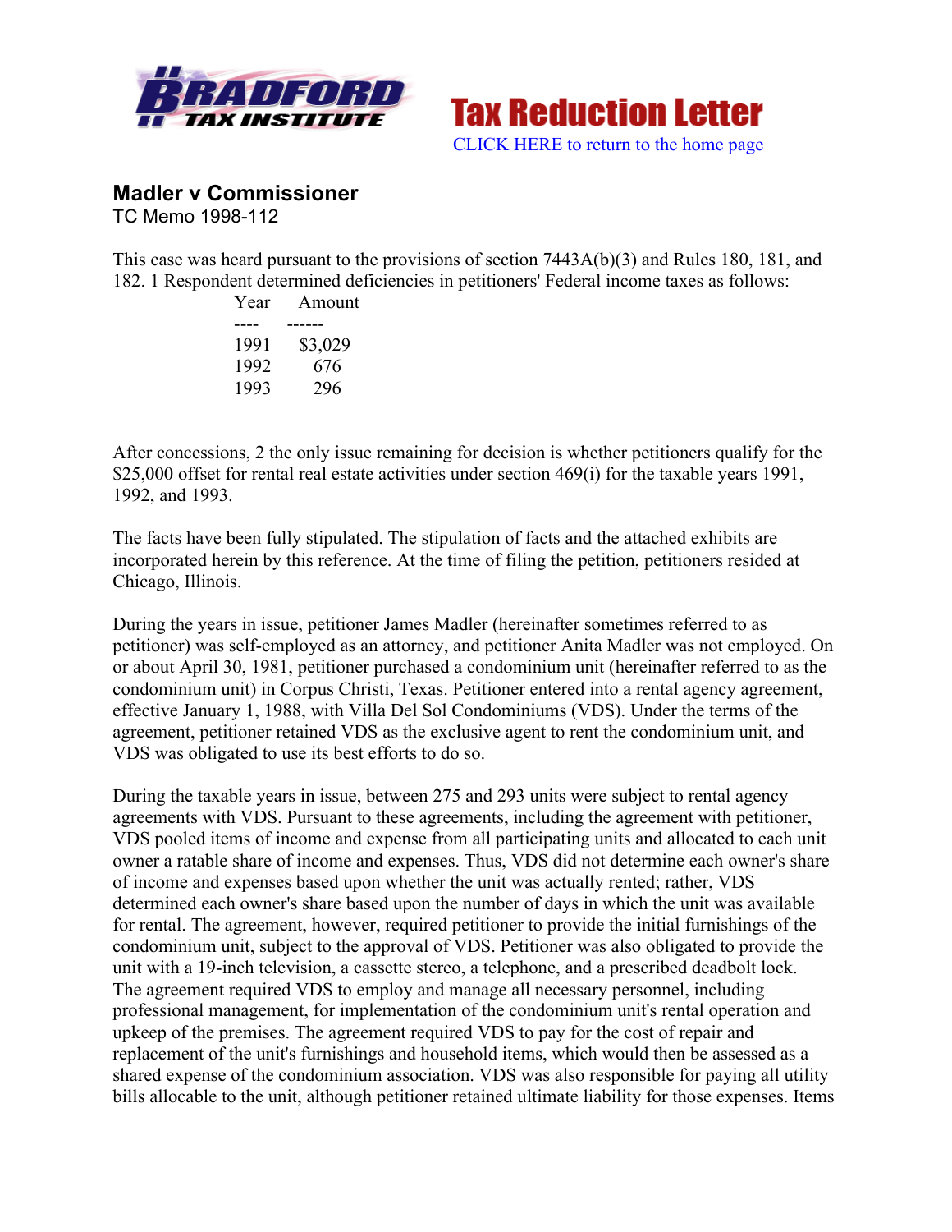**Tax Reduction Letter**

CLICK HERE to return to the home page

## Madler v Commissioner

TC Memo 1998-112

This case was heard pursuant to the provisions of section 7443A(b)(3) and Rules 180, 181, and 182. 1 Respondent determined deficiencies in petitioners' Federal income taxes as follows:

| Year | Amount |
|---|---|
| 1991 | $3,029 |
| 1992 | 676 |
| 1993 | 296 |

After concessions, 2 the only issue remaining for decision is whether petitioners qualify for the $25,000 offset for rental real estate activities under section 469(i) for the taxable years 1991, 1992, and 1993.

The facts have been fully stipulated. The stipulation of facts and the attached exhibits are incorporated herein by this reference. At the time of filing the petition, petitioners resided at Chicago, Illinois.

During the years in issue, petitioner James Madler (hereinafter sometimes referred to as petitioner) was self-employed as an attorney, and petitioner Anita Madler was not employed. On or about April 30, 1981, petitioner purchased a condominium unit (hereinafter referred to as the condominium unit) in Corpus Christi, Texas. Petitioner entered into a rental agency agreement, effective January 1, 1988, with Villa Del Sol Condominiums (VDS). Under the terms of the agreement, petitioner retained VDS as the exclusive agent to rent the condominium unit, and VDS was obligated to use its best efforts to do so.

During the taxable years in issue, between 275 and 293 units were subject to rental agency agreements with VDS. Pursuant to these agreements, including the agreement with petitioner, VDS pooled items of income and expense from all participating units and allocated to each unit owner a ratable share of income and expenses. Thus, VDS did not determine each owner's share of income and expenses based upon whether the unit was actually rented; rather, VDS determined each owner's share based upon the number of days in which the unit was available for rental. The agreement, however, required petitioner to provide the initial furnishings of the condominium unit, subject to the approval of VDS. Petitioner was also obligated to provide the unit with a 19-inch television, a cassette stereo, a telephone, and a prescribed deadbolt lock. The agreement required VDS to employ and manage all necessary personnel, including professional management, for implementation of the condominium unit's rental operation and upkeep of the premises. The agreement required VDS to pay for the cost of repair and replacement of the unit's furnishings and household items, which would then be assessed as a shared expense of the condominium association. VDS was also responsible for paying all utility bills allocable to the unit, although petitioner retained ultimate liability for those expenses. Items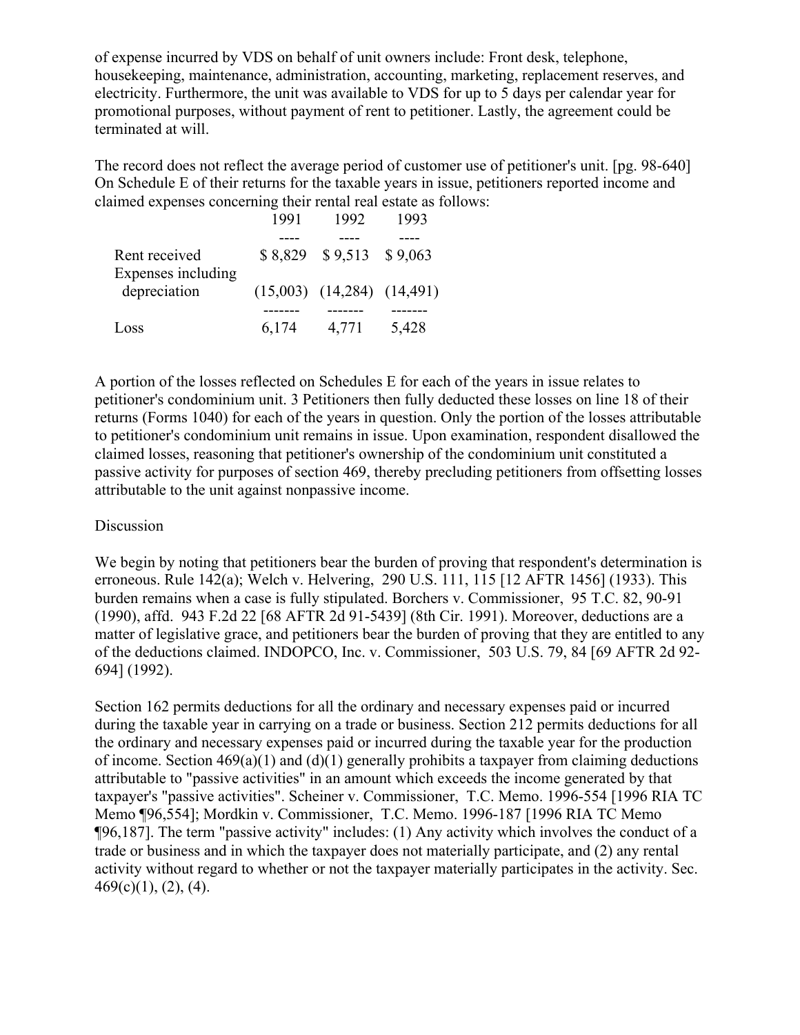of expense incurred by VDS on behalf of unit owners include: Front desk, telephone, housekeeping, maintenance, administration, accounting, marketing, replacement reserves, and electricity. Furthermore, the unit was available to VDS for up to 5 days per calendar year for promotional purposes, without payment of rent to petitioner. Lastly, the agreement could be terminated at will.

The record does not reflect the average period of customer use of petitioner's unit. [pg. 98-640] On Schedule E of their returns for the taxable years in issue, petitioners reported income and claimed expenses concerning their rental real estate as follows:

| | 1991 | 1992 | 1993 |
|---|---|---|---|
| Rent received | $ 8,829 | $ 9,513 | $ 9,063 |
| Expenses including depreciation | (15,003) | (14,284) | (14,491) |
| Loss | 6,174 | 4,771 | 5,428 |

A portion of the losses reflected on Schedules E for each of the years in issue relates to petitioner's condominium unit. 3 Petitioners then fully deducted these losses on line 18 of their returns (Forms 1040) for each of the years in question. Only the portion of the losses attributable to petitioner's condominium unit remains in issue. Upon examination, respondent disallowed the claimed losses, reasoning that petitioner's ownership of the condominium unit constituted a passive activity for purposes of section 469, thereby precluding petitioners from offsetting losses attributable to the unit against nonpassive income.

Discussion

We begin by noting that petitioners bear the burden of proving that respondent's determination is erroneous. Rule 142(a); Welch v. Helvering, 290 U.S. 111, 115 [12 AFTR 1456] (1933). This burden remains when a case is fully stipulated. Borchers v. Commissioner, 95 T.C. 82, 90-91 (1990), affd. 943 F.2d 22 [68 AFTR 2d 91-5439] (8th Cir. 1991). Moreover, deductions are a matter of legislative grace, and petitioners bear the burden of proving that they are entitled to any of the deductions claimed. INDOPCO, Inc. v. Commissioner, 503 U.S. 79, 84 [69 AFTR 2d 92-694] (1992).

Section 162 permits deductions for all the ordinary and necessary expenses paid or incurred during the taxable year in carrying on a trade or business. Section 212 permits deductions for all the ordinary and necessary expenses paid or incurred during the taxable year for the production of income. Section 469(a)(1) and (d)(1) generally prohibits a taxpayer from claiming deductions attributable to "passive activities" in an amount which exceeds the income generated by that taxpayer's "passive activities". Scheiner v. Commissioner, T.C. Memo. 1996-554 [1996 RIA TC Memo ¶96,554]; Mordkin v. Commissioner, T.C. Memo. 1996-187 [1996 RIA TC Memo ¶96,187]. The term "passive activity" includes: (1) Any activity which involves the conduct of a trade or business and in which the taxpayer does not materially participate, and (2) any rental activity without regard to whether or not the taxpayer materially participates in the activity. Sec. 469(c)(1), (2), (4).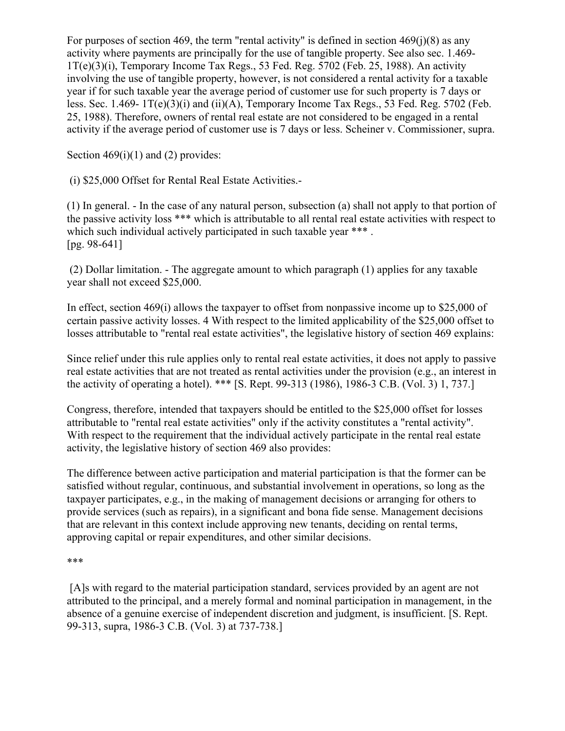For purposes of section 469, the term "rental activity" is defined in section 469(j)(8) as any activity where payments are principally for the use of tangible property. See also sec. 1.469-1T(e)(3)(i), Temporary Income Tax Regs., 53 Fed. Reg. 5702 (Feb. 25, 1988). An activity involving the use of tangible property, however, is not considered a rental activity for a taxable year if for such taxable year the average period of customer use for such property is 7 days or less. Sec. 1.469- 1T(e)(3)(i) and (ii)(A), Temporary Income Tax Regs., 53 Fed. Reg. 5702 (Feb. 25, 1988). Therefore, owners of rental real estate are not considered to be engaged in a rental activity if the average period of customer use is 7 days or less. Scheiner v. Commissioner, supra.

Section 469(i)(1) and (2) provides:

(i) $25,000 Offset for Rental Real Estate Activities.-

(1) In general. - In the case of any natural person, subsection (a) shall not apply to that portion of the passive activity loss *** which is attributable to all rental real estate activities with respect to which such individual actively participated in such taxable year *** .
[pg. 98-641]

(2) Dollar limitation. - The aggregate amount to which paragraph (1) applies for any taxable year shall not exceed $25,000.

In effect, section 469(i) allows the taxpayer to offset from nonpassive income up to $25,000 of certain passive activity losses. 4 With respect to the limited applicability of the $25,000 offset to losses attributable to "rental real estate activities", the legislative history of section 469 explains:

Since relief under this rule applies only to rental real estate activities, it does not apply to passive real estate activities that are not treated as rental activities under the provision (e.g., an interest in the activity of operating a hotel). *** [S. Rept. 99-313 (1986), 1986-3 C.B. (Vol. 3) 1, 737.]

Congress, therefore, intended that taxpayers should be entitled to the $25,000 offset for losses attributable to "rental real estate activities" only if the activity constitutes a "rental activity". With respect to the requirement that the individual actively participate in the rental real estate activity, the legislative history of section 469 also provides:

The difference between active participation and material participation is that the former can be satisfied without regular, continuous, and substantial involvement in operations, so long as the taxpayer participates, e.g., in the making of management decisions or arranging for others to provide services (such as repairs), in a significant and bona fide sense. Management decisions that are relevant in this context include approving new tenants, deciding on rental terms, approving capital or repair expenditures, and other similar decisions.

***

[A]s with regard to the material participation standard, services provided by an agent are not attributed to the principal, and a merely formal and nominal participation in management, in the absence of a genuine exercise of independent discretion and judgment, is insufficient. [S. Rept. 99-313, supra, 1986-3 C.B. (Vol. 3) at 737-738.]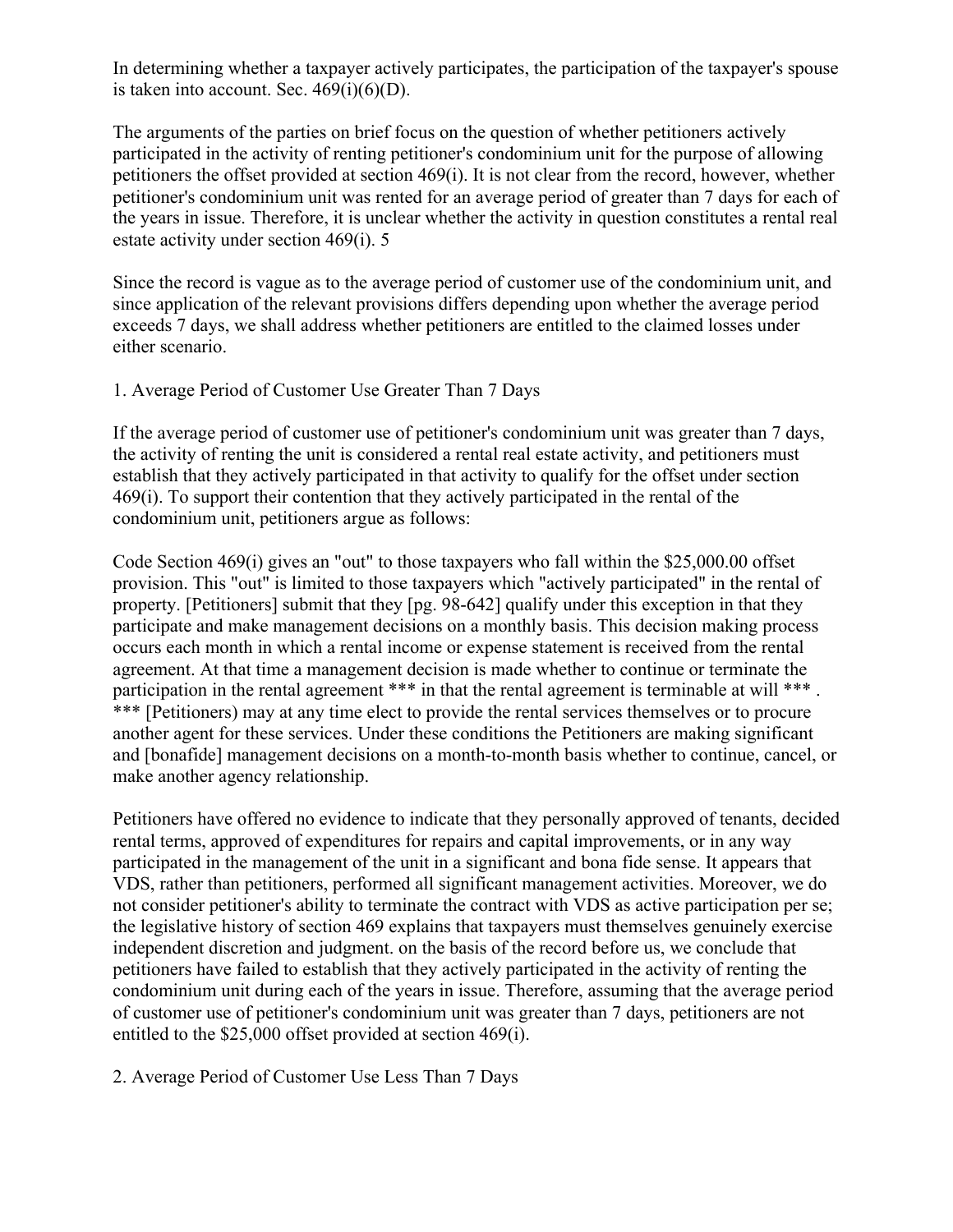In determining whether a taxpayer actively participates, the participation of the taxpayer's spouse is taken into account. Sec. 469(i)(6)(D).

The arguments of the parties on brief focus on the question of whether petitioners actively participated in the activity of renting petitioner's condominium unit for the purpose of allowing petitioners the offset provided at section 469(i). It is not clear from the record, however, whether petitioner's condominium unit was rented for an average period of greater than 7 days for each of the years in issue. Therefore, it is unclear whether the activity in question constitutes a rental real estate activity under section 469(i). 5

Since the record is vague as to the average period of customer use of the condominium unit, and since application of the relevant provisions differs depending upon whether the average period exceeds 7 days, we shall address whether petitioners are entitled to the claimed losses under either scenario.

1. Average Period of Customer Use Greater Than 7 Days

If the average period of customer use of petitioner's condominium unit was greater than 7 days, the activity of renting the unit is considered a rental real estate activity, and petitioners must establish that they actively participated in that activity to qualify for the offset under section 469(i). To support their contention that they actively participated in the rental of the condominium unit, petitioners argue as follows:

Code Section 469(i) gives an "out" to those taxpayers who fall within the $25,000.00 offset provision. This "out" is limited to those taxpayers which "actively participated" in the rental of property. [Petitioners] submit that they [pg. 98-642] qualify under this exception in that they participate and make management decisions on a monthly basis. This decision making process occurs each month in which a rental income or expense statement is received from the rental agreement. At that time a management decision is made whether to continue or terminate the participation in the rental agreement *** in that the rental agreement is terminable at will *** . *** [Petitioners) may at any time elect to provide the rental services themselves or to procure another agent for these services. Under these conditions the Petitioners are making significant and [bonafide] management decisions on a month-to-month basis whether to continue, cancel, or make another agency relationship.

Petitioners have offered no evidence to indicate that they personally approved of tenants, decided rental terms, approved of expenditures for repairs and capital improvements, or in any way participated in the management of the unit in a significant and bona fide sense. It appears that VDS, rather than petitioners, performed all significant management activities. Moreover, we do not consider petitioner's ability to terminate the contract with VDS as active participation per se; the legislative history of section 469 explains that taxpayers must themselves genuinely exercise independent discretion and judgment. on the basis of the record before us, we conclude that petitioners have failed to establish that they actively participated in the activity of renting the condominium unit during each of the years in issue. Therefore, assuming that the average period of customer use of petitioner's condominium unit was greater than 7 days, petitioners are not entitled to the $25,000 offset provided at section 469(i).

2. Average Period of Customer Use Less Than 7 Days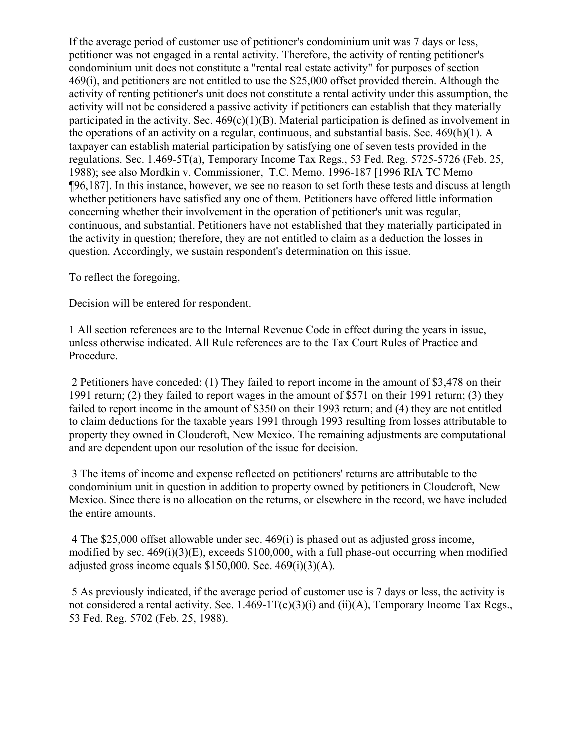If the average period of customer use of petitioner's condominium unit was 7 days or less, petitioner was not engaged in a rental activity. Therefore, the activity of renting petitioner's condominium unit does not constitute a "rental real estate activity" for purposes of section 469(i), and petitioners are not entitled to use the $25,000 offset provided therein. Although the activity of renting petitioner's unit does not constitute a rental activity under this assumption, the activity will not be considered a passive activity if petitioners can establish that they materially participated in the activity. Sec. 469(c)(1)(B). Material participation is defined as involvement in the operations of an activity on a regular, continuous, and substantial basis. Sec. 469(h)(1). A taxpayer can establish material participation by satisfying one of seven tests provided in the regulations. Sec. 1.469-5T(a), Temporary Income Tax Regs., 53 Fed. Reg. 5725-5726 (Feb. 25, 1988); see also Mordkin v. Commissioner, T.C. Memo. 1996-187 [1996 RIA TC Memo ¶96,187]. In this instance, however, we see no reason to set forth these tests and discuss at length whether petitioners have satisfied any one of them. Petitioners have offered little information concerning whether their involvement in the operation of petitioner's unit was regular, continuous, and substantial. Petitioners have not established that they materially participated in the activity in question; therefore, they are not entitled to claim as a deduction the losses in question. Accordingly, we sustain respondent's determination on this issue.

To reflect the foregoing,

Decision will be entered for respondent.

1 All section references are to the Internal Revenue Code in effect during the years in issue, unless otherwise indicated. All Rule references are to the Tax Court Rules of Practice and Procedure.

2 Petitioners have conceded: (1) They failed to report income in the amount of $3,478 on their 1991 return; (2) they failed to report wages in the amount of $571 on their 1991 return; (3) they failed to report income in the amount of $350 on their 1993 return; and (4) they are not entitled to claim deductions for the taxable years 1991 through 1993 resulting from losses attributable to property they owned in Cloudcroft, New Mexico. The remaining adjustments are computational and are dependent upon our resolution of the issue for decision.

3 The items of income and expense reflected on petitioners' returns are attributable to the condominium unit in question in addition to property owned by petitioners in Cloudcroft, New Mexico. Since there is no allocation on the returns, or elsewhere in the record, we have included the entire amounts.

4 The $25,000 offset allowable under sec. 469(i) is phased out as adjusted gross income, modified by sec. 469(i)(3)(E), exceeds $100,000, with a full phase-out occurring when modified adjusted gross income equals $150,000. Sec. 469(i)(3)(A).

5 As previously indicated, if the average period of customer use is 7 days or less, the activity is not considered a rental activity. Sec. 1.469-1T(e)(3)(i) and (ii)(A), Temporary Income Tax Regs., 53 Fed. Reg. 5702 (Feb. 25, 1988).